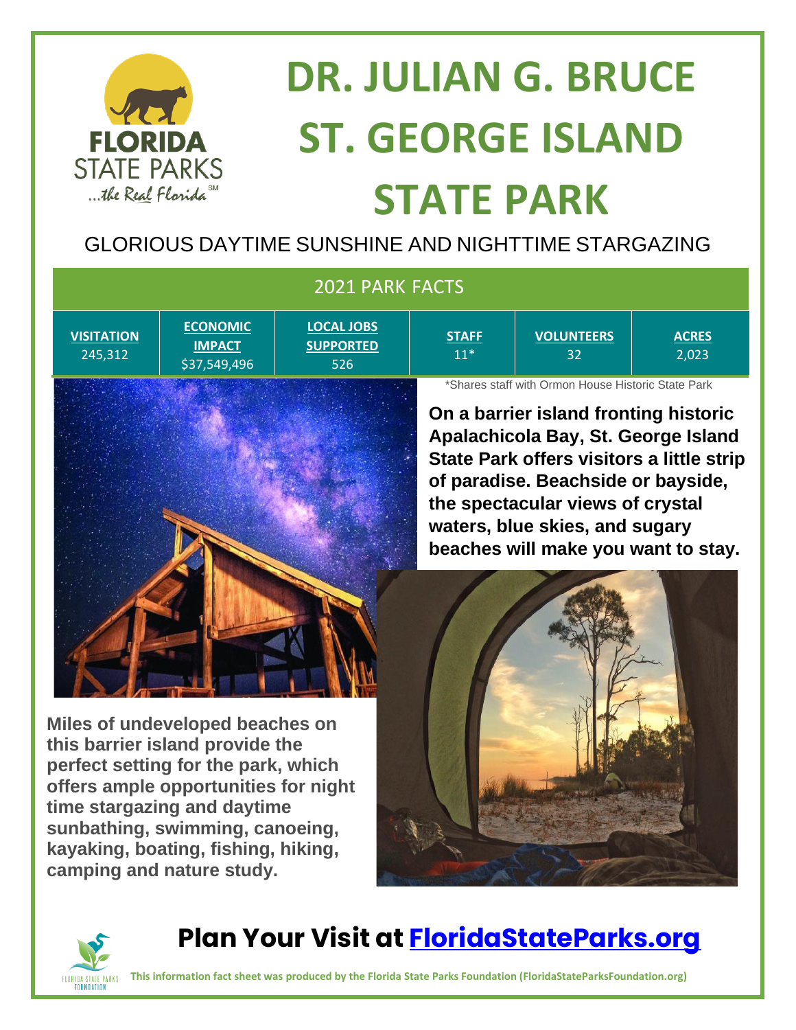# DR. JULIAN G. BRUCE ST. GEORGE ISLAND STATE PARK

GLORIOUS DAYTIME SUNSHINE AND NIGHTTIME STARGAZING

## 2021 PARK FACTS

| VISITATION | ECONOMIC IMPACT | LOCAL JOBS SUPPORTED | STAFF | VOLUNTEERS | ACRES |
|---|---|---|---|---|---|
| 245,312 | $37,549,496 | 526 | 11* | 32 | 2,023 |

*Shares staff with Ormon House Historic State Park

**On a barrier island fronting historic Apalachicola Bay, St. George Island State Park offers visitors a little strip of paradise. Beachside or bayside, the spectacular views of crystal waters, blue skies, and sugary beaches will make you want to stay.**

**Miles of undeveloped beaches on this barrier island provide the perfect setting for the park, which offers ample opportunities for night time stargazing and daytime sunbathing, swimming, canoeing, kayaking, boating, fishing, hiking, camping and nature study.**

## Plan Your Visit at [FloridaStateParks.org](https://FloridaStateParks.org)

**This information fact sheet was produced by the Florida State Parks Foundation (FloridaStateParksFoundation.org)**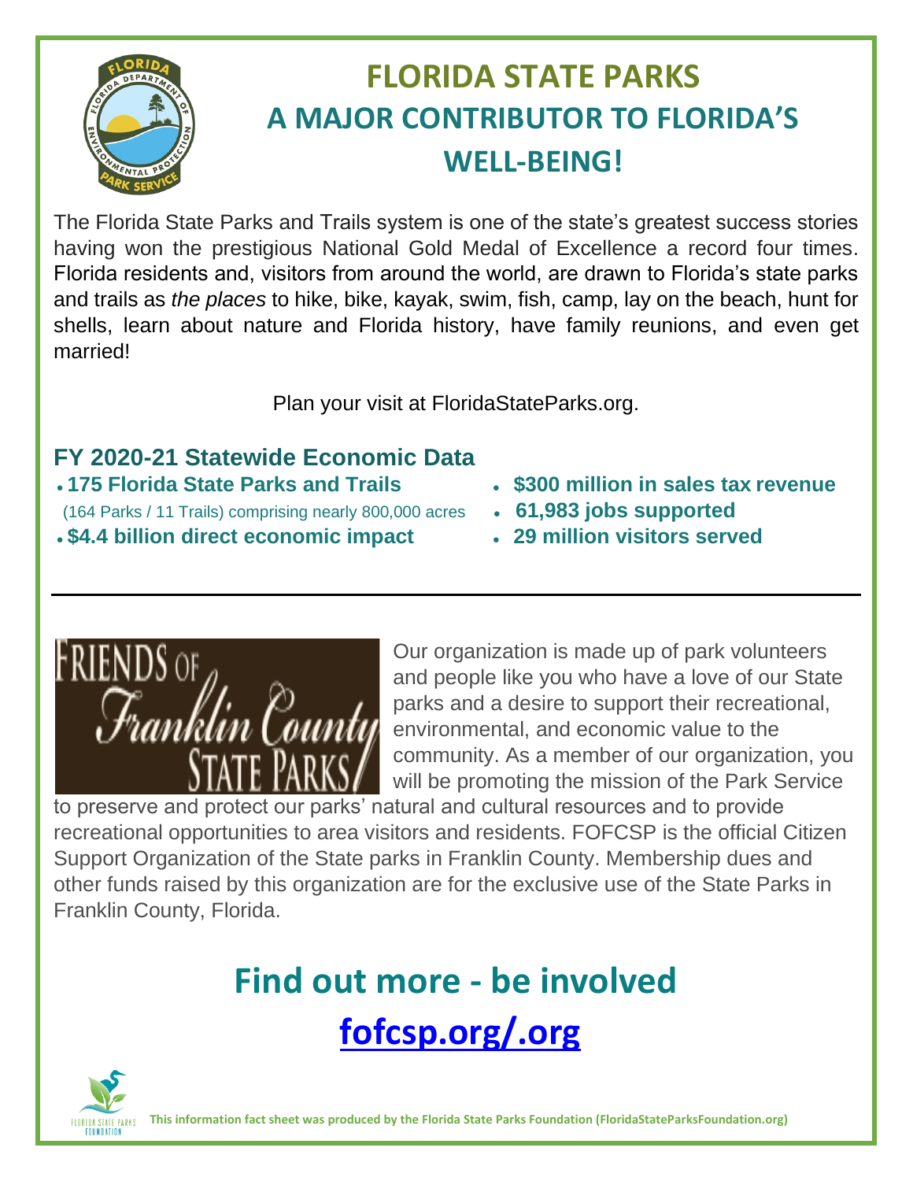# FLORIDA STATE PARKS
## A MAJOR CONTRIBUTOR TO FLORIDA'S WELL-BEING!

The Florida State Parks and Trails system is one of the state's greatest success stories having won the prestigious National Gold Medal of Excellence a record four times. Florida residents and, visitors from around the world, are drawn to Florida's state parks and trails as *the places* to hike, bike, kayak, swim, fish, camp, lay on the beach, hunt for shells, learn about nature and Florida history, have family reunions, and even get married!

Plan your visit at FloridaStateParks.org.

### FY 2020-21 Statewide Economic Data

- **175 Florida State Parks and Trails**
  (164 Parks / 11 Trails) comprising nearly 800,000 acres
- **$4.4 billion direct economic impact**
- **$300 million in sales tax revenue**
- **61,983 jobs supported**
- **29 million visitors served**

---

FRIENDS OF Franklin County STATE PARKS

Our organization is made up of park volunteers and people like you who have a love of our State parks and a desire to support their recreational, environmental, and economic value to the community. As a member of our organization, you will be promoting the mission of the Park Service to preserve and protect our parks' natural and cultural resources and to provide recreational opportunities to area visitors and residents. FOFCSP is the official Citizen Support Organization of the State parks in Franklin County. Membership dues and other funds raised by this organization are for the exclusive use of the State Parks in Franklin County, Florida.

## Find out more - be involved

**fofcsp.org/.org**

This information fact sheet was produced by the Florida State Parks Foundation (FloridaStateParksFoundation.org)